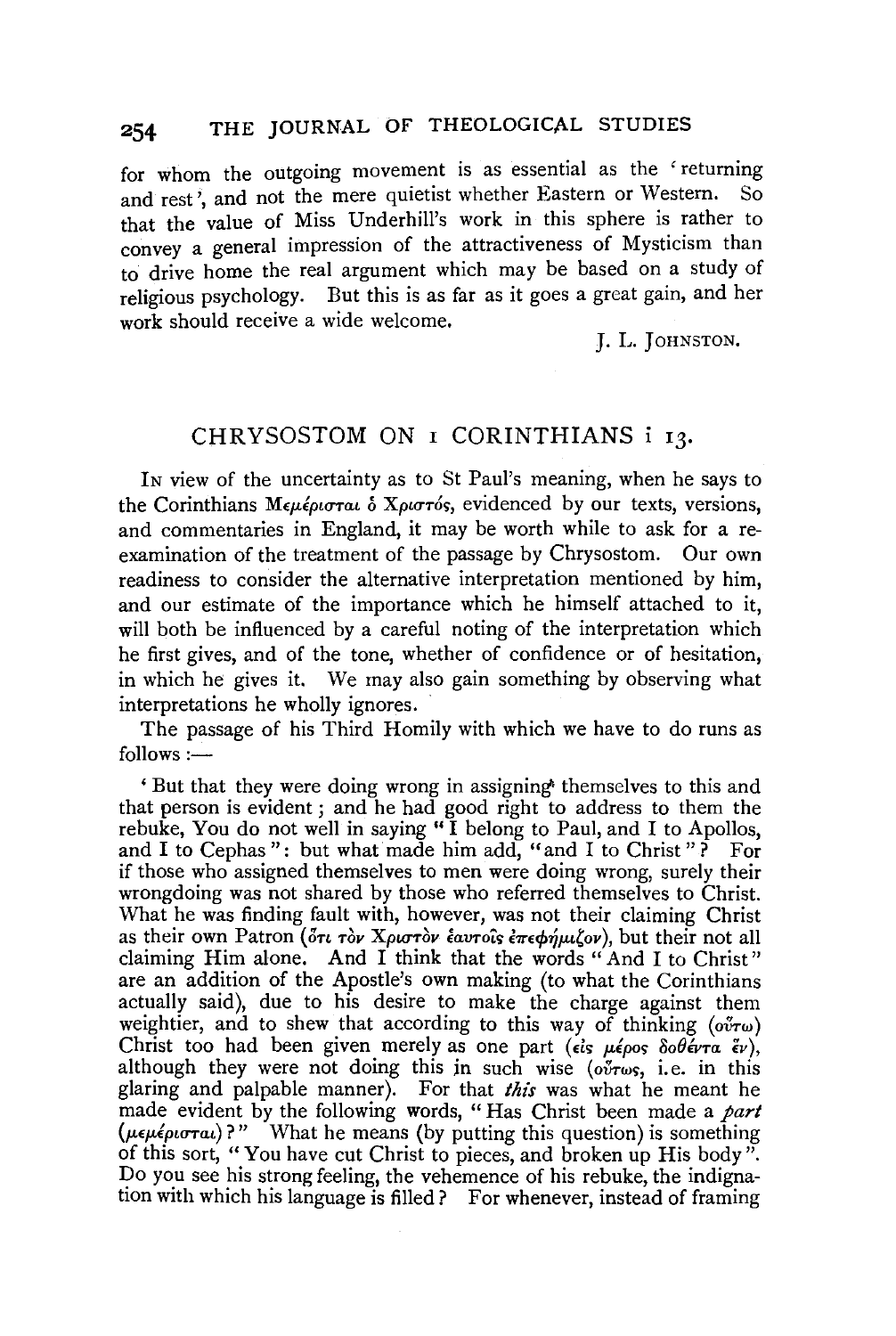for whom the outgoing movement is as essential as the 'returning and rest', and not the mere quietist whether Eastern or Western. So that the value of Miss Underhill's work in this sphere is rather to convey a general impression of the attractiveness of Mysticism than to drive home the real argument which may be based on a study of religious psychology. But this is as far as it goes a great gain, and her work should receive a wide welcome.

J. L. JOHNSTON.

## CHRYSOSTOM ON 1 CORINTHIANS i 13.

IN view of the uncertainty as to St Paul's meaning, when he says to the Corinthians Μεμέρισται ὁ Χριστός, evidenced by our texts, versions, and commentaries in England, it may be worth while to ask for a re-examination of the treatment of the passage by Chrysostom. Our own readiness to consider the alternative interpretation mentioned by him, and our estimate of the importance which he himself attached to it, will both be influenced by a careful noting of the interpretation which he first gives, and of the tone, whether of confidence or of hesitation, in which he gives it. We may also gain something by observing what interpretations he wholly ignores.

The passage of his Third Homily with which we have to do runs as follows :—

'But that they were doing wrong in assigning themselves to this and that person is evident; and he had good right to address to them the rebuke, You do not well in saying "I belong to Paul, and I to Apollos, and I to Cephas": but what made him add, "and I to Christ"? For if those who assigned themselves to men were doing wrong, surely their wrongdoing was not shared by those who referred themselves to Christ. What he was finding fault with, however, was not their claiming Christ as their own Patron (ὅτι τὸν Χριστὸν ἑαυτοῖς ἐπεφήμιζον), but their not all claiming Him alone. And I think that the words "And I to Christ" are an addition of the Apostle's own making (to what the Corinthians actually said), due to his desire to make the charge against them weightier, and to shew that according to this way of thinking (οὕτω) Christ too had been given merely as one part (εἰς μέρος δοθέντα ἕν), although they were not doing this in such wise (οὕτως, i.e. in this glaring and palpable manner). For that *this* was what he meant he made evident by the following words, "Has Christ been made a *part* (μεμέρισται)?" What he means (by putting this question) is something of this sort, "You have cut Christ to pieces, and broken up His body". Do you see his strong feeling, the vehemence of his rebuke, the indignation with which his language is filled? For whenever, instead of framing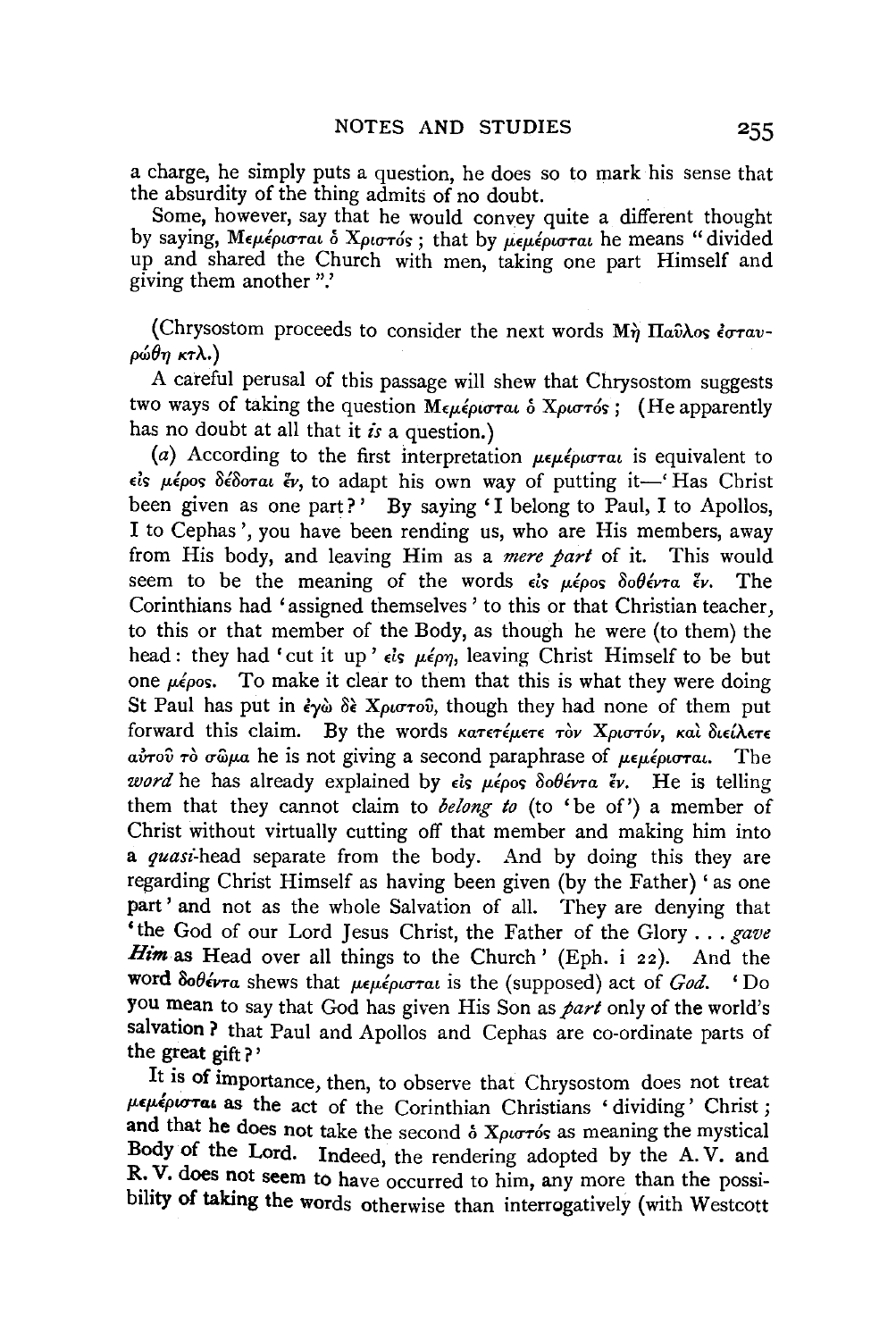a charge, he simply puts a question, he does so to mark his sense that the absurdity of the thing admits of no doubt.

Some, however, say that he would convey quite a different thought by saying, Μεμέρισται ὁ Χριστός; that by μεμέρισται he means "divided up and shared the Church with men, taking one part Himself and giving them another".'

(Chrysostom proceeds to consider the next words Μὴ Παῦλος ἐσταυρώθη κτλ.)

A careful perusal of this passage will shew that Chrysostom suggests two ways of taking the question Μεμέρισται ὁ Χριστός; (He apparently has no doubt at all that it *is* a question.)

(*a*) According to the first interpretation μεμέρισται is equivalent to εἰς μέρος δέδοται ἕν, to adapt his own way of putting it—'Has Christ been given as one part?' By saying 'I belong to Paul, I to Apollos, I to Cephas', you have been rending us, who are His members, away from His body, and leaving Him as a *mere part* of it. This would seem to be the meaning of the words εἰς μέρος δοθέντα ἕν. The Corinthians had 'assigned themselves' to this or that Christian teacher, to this or that member of the Body, as though he were (to them) the head: they had 'cut it up' εἰς μέρη, leaving Christ Himself to be but one μέρος. To make it clear to them that this is what they were doing St Paul has put in ἐγὼ δὲ Χριστοῦ, though they had none of them put forward this claim. By the words κατετέμετε τὸν Χριστόν, καὶ διείλετε αὐτοῦ τὸ σῶμα he is not giving a second paraphrase of μεμέρισται. The *word* he has already explained by εἰς μέρος δοθέντα ἕν. He is telling them that they cannot claim to *belong to* (to 'be of') a member of Christ without virtually cutting off that member and making him into a *quasi*-head separate from the body. And by doing this they are regarding Christ Himself as having been given (by the Father) 'as one part' and not as the whole Salvation of all. They are denying that 'the God of our Lord Jesus Christ, the Father of the Glory . . . *gave Him* as Head over all things to the Church' (Eph. i 22). And the word δοθέντα shews that μεμέρισται is the (supposed) act of *God*. 'Do you mean to say that God has given His Son as *part* only of the world's salvation? that Paul and Apollos and Cephas are co-ordinate parts of the great gift?'

It is of importance, then, to observe that Chrysostom does not treat μεμέρισται as the act of the Corinthian Christians 'dividing' Christ; and that he does not take the second ὁ Χριστός as meaning the mystical Body of the Lord. Indeed, the rendering adopted by the A.V. and R.V. does not seem to have occurred to him, any more than the possibility of taking the words otherwise than interrogatively (with Westcott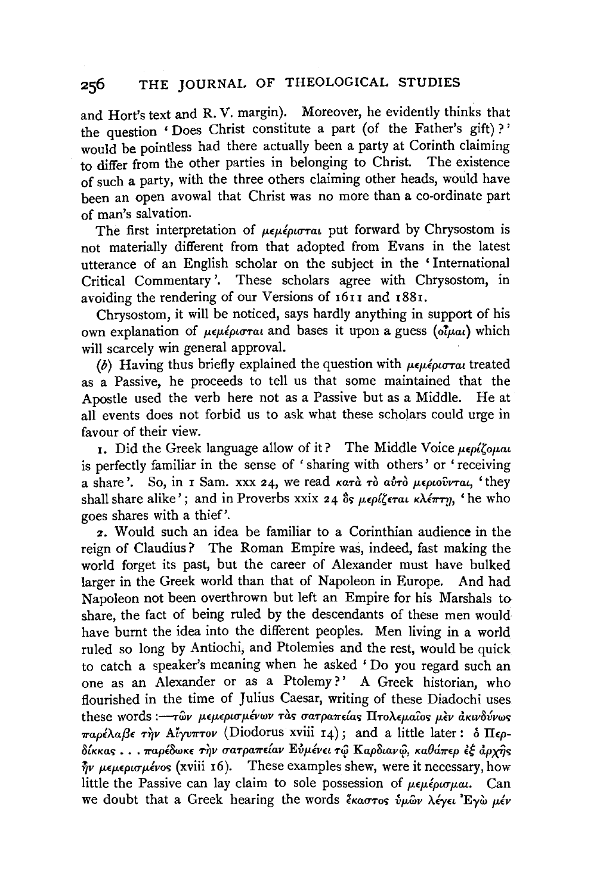and Hort's text and R. V. margin). Moreover, he evidently thinks that the question 'Does Christ constitute a part (of the Father's gift)?' would be pointless had there actually been a party at Corinth claiming to differ from the other parties in belonging to Christ. The existence of such a party, with the three others claiming other heads, would have been an open avowal that Christ was no more than a co-ordinate part of man's salvation.

The first interpretation of μεμέρισται put forward by Chrysostom is not materially different from that adopted from Evans in the latest utterance of an English scholar on the subject in the 'International Critical Commentary'. These scholars agree with Chrysostom, in avoiding the rendering of our Versions of 1611 and 1881.

Chrysostom, it will be noticed, says hardly anything in support of his own explanation of μεμέρισται and bases it upon a guess (οἶμαι) which will scarcely win general approval.

(*b*) Having thus briefly explained the question with μεμέρισται treated as a Passive, he proceeds to tell us that some maintained that the Apostle used the verb here not as a Passive but as a Middle. He at all events does not forbid us to ask what these scholars could urge in favour of their view.

1. Did the Greek language allow of it? The Middle Voice μερίζομαι is perfectly familiar in the sense of 'sharing with others' or 'receiving a share'. So, in 1 Sam. xxx 24, we read κατὰ τὸ αὐτὸ μεριοῦνται, 'they shall share alike'; and in Proverbs xxix 24 ὃς μερίζεται κλέπτῃ, 'he who goes shares with a thief'.

2. Would such an idea be familiar to a Corinthian audience in the reign of Claudius? The Roman Empire was, indeed, fast making the world forget its past, but the career of Alexander must have bulked larger in the Greek world than that of Napoleon in Europe. And had Napoleon not been overthrown but left an Empire for his Marshals to share, the fact of being ruled by the descendants of these men would have burnt the idea into the different peoples. Men living in a world ruled so long by Antiochi, and Ptolemies and the rest, would be quick to catch a speaker's meaning when he asked 'Do you regard such an one as an Alexander or as a Ptolemy?' A Greek historian, who flourished in the time of Julius Caesar, writing of these Diadochi uses these words:—τῶν μεμερισμένων τὰς σατραπείας Πτολεμαῖος μὲν ἀκινδύνως παρέλαβε τὴν Αἴγυπτον (Diodorus xviii 14); and a little later: ὁ Περδίκκας . . . παρέδωκε τὴν σατραπείαν Εὐμένει τῷ Καρδιανῷ, καθάπερ ἐξ ἀρχῆς ἦν μεμερισμένος (xviii 16). These examples shew, were it necessary, how little the Passive can lay claim to sole possession of μεμέρισμαι. Can we doubt that a Greek hearing the words ἕκαστος ὑμῶν λέγει Ἐγὼ μέν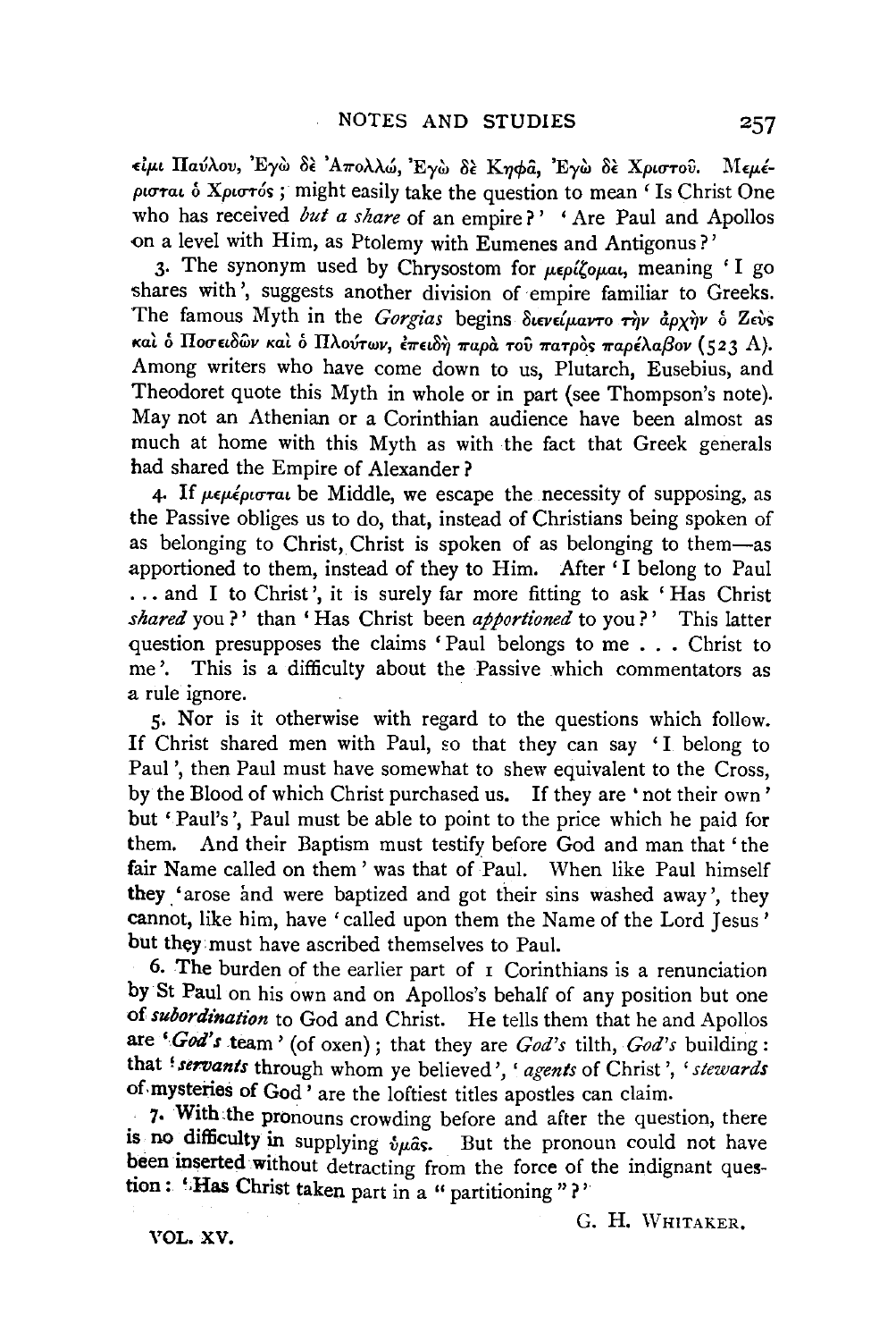εἰμι Παύλου, Ἐγὼ δὲ Ἀπολλώ, Ἐγὼ δὲ Κηφᾶ, Ἐγὼ δὲ Χριστοῦ. Μεμέρισται ὁ Χριστός; might easily take the question to mean 'Is Christ One who has received *but a share* of an empire?' 'Are Paul and Apollos on a level with Him, as Ptolemy with Eumenes and Antigonus?'

3. The synonym used by Chrysostom for μερίζομαι, meaning 'I go shares with', suggests another division of empire familiar to Greeks. The famous Myth in the *Gorgias* begins διενείμαντο τὴν ἀρχὴν ὁ Ζεὺς καὶ ὁ Ποσειδῶν καὶ ὁ Πλούτων, ἐπειδὴ παρὰ τοῦ πατρὸς παρέλαβον (523 A). Among writers who have come down to us, Plutarch, Eusebius, and Theodoret quote this Myth in whole or in part (see Thompson's note). May not an Athenian or a Corinthian audience have been almost as much at home with this Myth as with the fact that Greek generals had shared the Empire of Alexander?

4. If μεμέρισται be Middle, we escape the necessity of supposing, as the Passive obliges us to do, that, instead of Christians being spoken of as belonging to Christ, Christ is spoken of as belonging to them—as apportioned to them, instead of they to Him. After 'I belong to Paul ... and I to Christ', it is surely far more fitting to ask 'Has Christ *shared* you?' than 'Has Christ been *apportioned* to you?' This latter question presupposes the claims 'Paul belongs to me . . . Christ to me'. This is a difficulty about the Passive which commentators as a rule ignore.

5. Nor is it otherwise with regard to the questions which follow. If Christ shared men with Paul, so that they can say 'I belong to Paul', then Paul must have somewhat to shew equivalent to the Cross, by the Blood of which Christ purchased us. If they are 'not their own' but 'Paul's', Paul must be able to point to the price which he paid for them. And their Baptism must testify before God and man that 'the fair Name called on them' was that of Paul. When like Paul himself they 'arose and were baptized and got their sins washed away', they cannot, like him, have 'called upon them the Name of the Lord Jesus' but they must have ascribed themselves to Paul.

6. The burden of the earlier part of 1 Corinthians is a renunciation by St Paul on his own and on Apollos's behalf of any position but one of *subordination* to God and Christ. He tells them that he and Apollos are '*God's* team' (of oxen); that they are *God's* tilth, *God's* building: that '*servants* through whom ye believed', '*agents* of Christ', '*stewards* of mysteries of God' are the loftiest titles apostles can claim.

7. With the pronouns crowding before and after the question, there is no difficulty in supplying ὑμᾶς. But the pronoun could not have been inserted without detracting from the force of the indignant question: 'Has Christ taken part in a "partitioning"?'

G. H. WHITAKER.